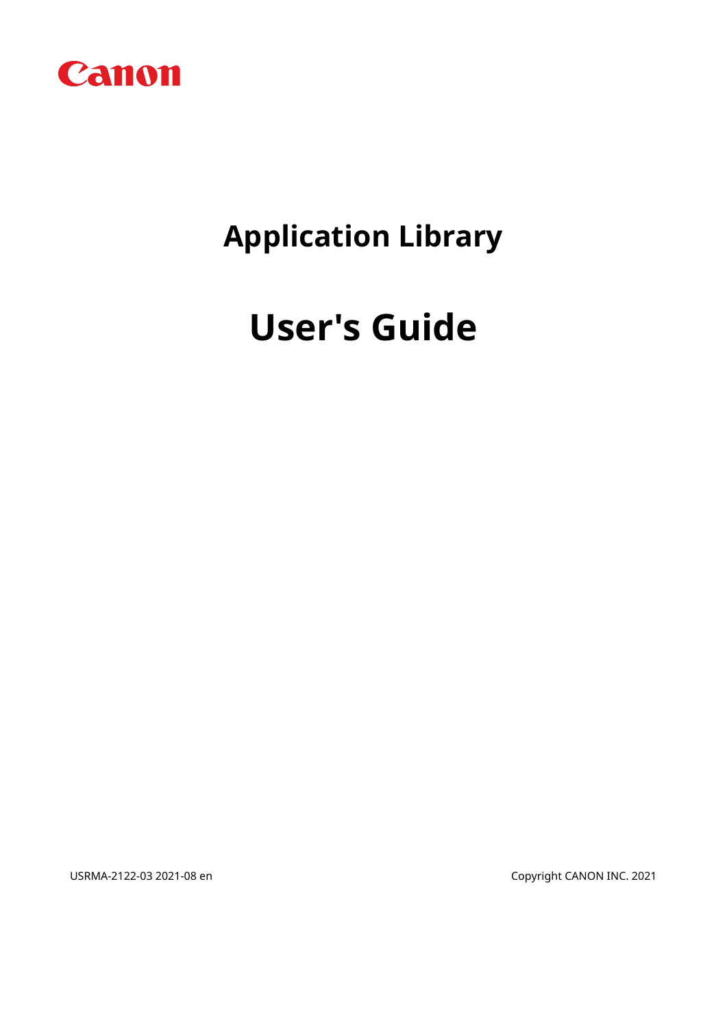Canon

# Application Library

# User's Guide

USRMA-2122-03 2021-08 en

Copyright CANON INC. 2021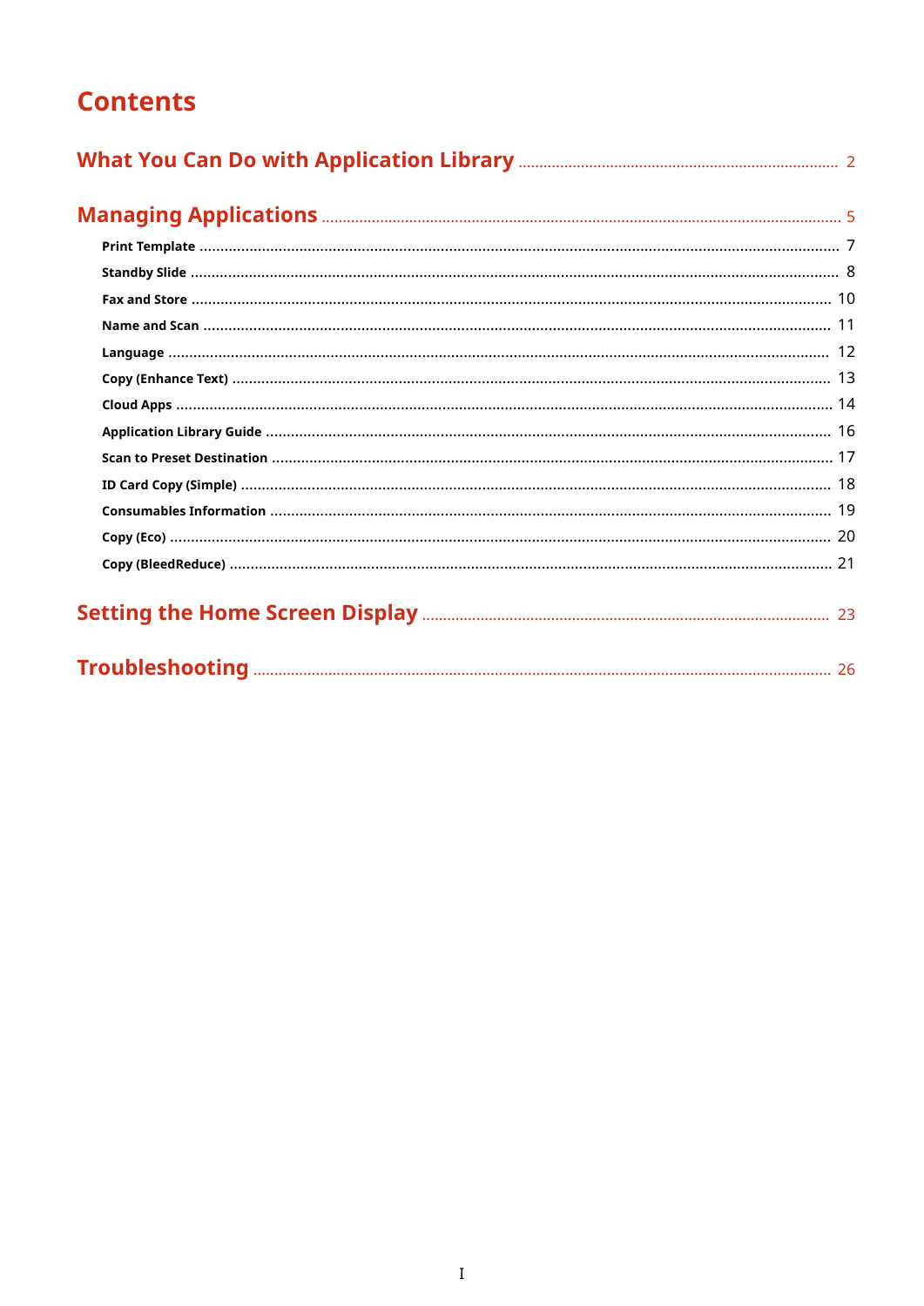# Contents

**What You Can Do with Application Library** ........ 2

**Managing Applications** ........ 5

- **Print Template** ........ 7
- **Standby Slide** ........ 8
- **Fax and Store** ........ 10
- **Name and Scan** ........ 11
- **Language** ........ 12
- **Copy (Enhance Text)** ........ 13
- **Cloud Apps** ........ 14
- **Application Library Guide** ........ 16
- **Scan to Preset Destination** ........ 17
- **ID Card Copy (Simple)** ........ 18
- **Consumables Information** ........ 19
- **Copy (Eco)** ........ 20
- **Copy (BleedReduce)** ........ 21

**Setting the Home Screen Display** ........ 23

**Troubleshooting** ........ 26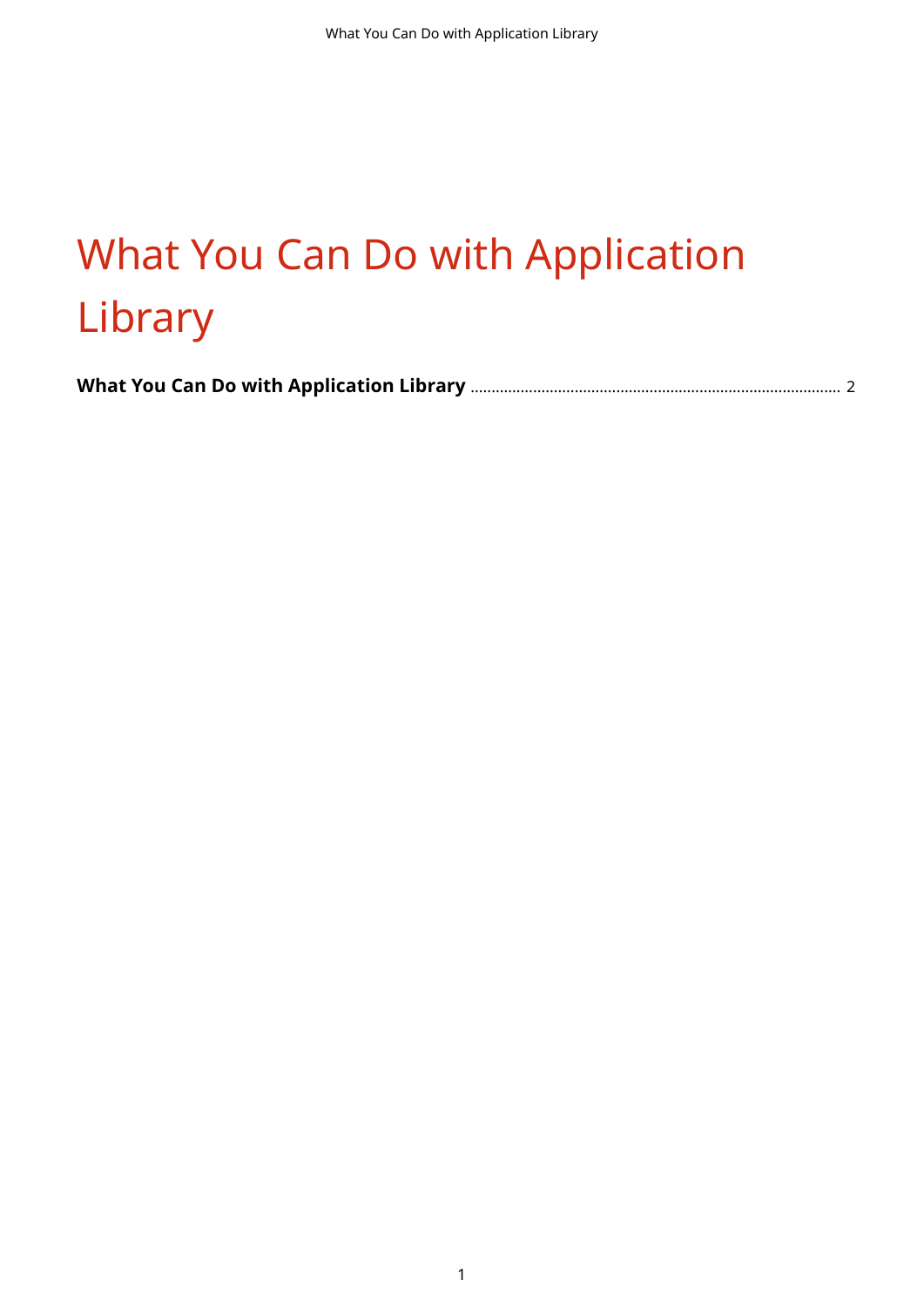# What You Can Do with Application Library

**What You Can Do with Application Library** ........................................................................................ 2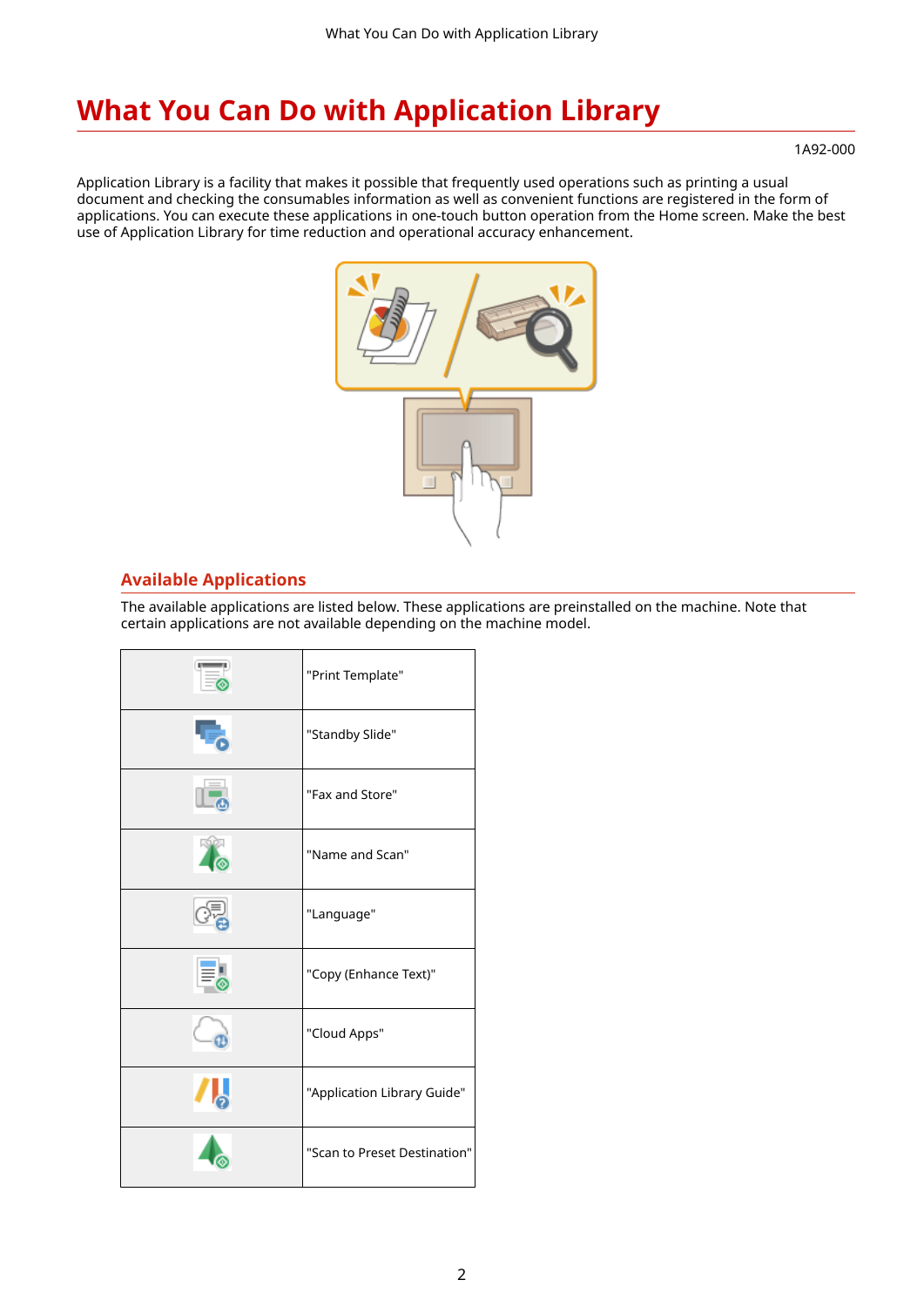# What You Can Do with Application Library

1A92-000

Application Library is a facility that makes it possible that frequently used operations such as printing a usual document and checking the consumables information as well as convenient functions are registered in the form of applications. You can execute these applications in one-touch button operation from the Home screen. Make the best use of Application Library for time reduction and operational accuracy enhancement.

## Available Applications

The available applications are listed below. These applications are preinstalled on the machine. Note that certain applications are not available depending on the machine model.

| | |
|---|---|
| | "Print Template" |
| | "Standby Slide" |
| | "Fax and Store" |
| | "Name and Scan" |
| | "Language" |
| | "Copy (Enhance Text)" |
| | "Cloud Apps" |
| | "Application Library Guide" |
| | "Scan to Preset Destination" |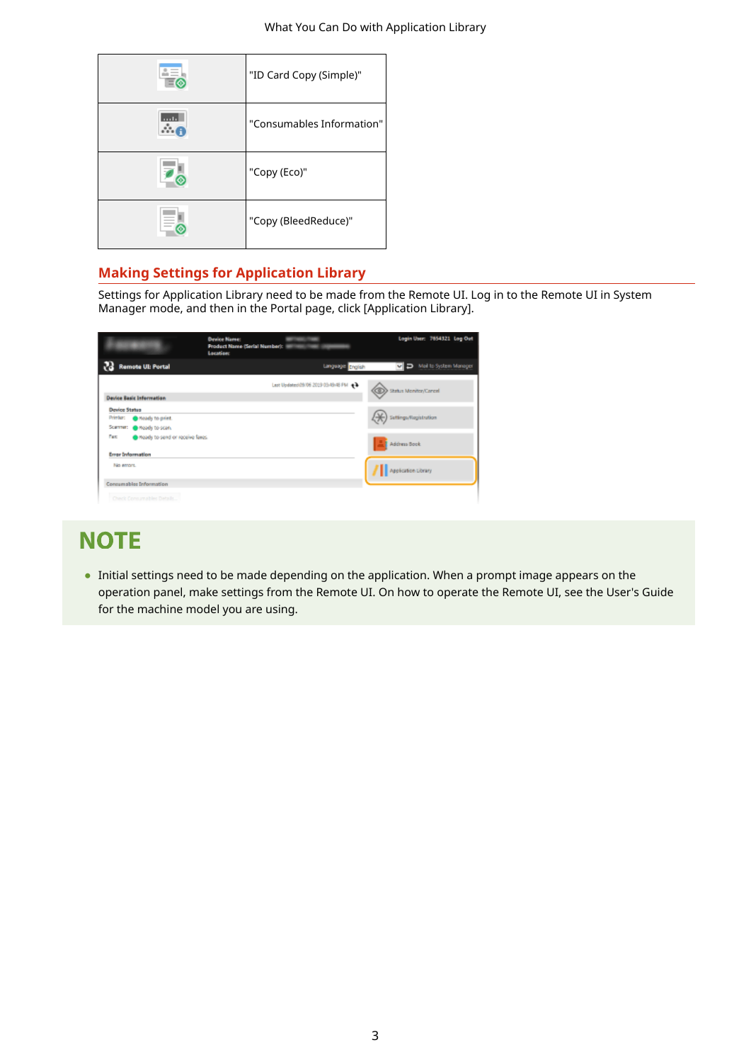| | |
|---|---|
| | "ID Card Copy (Simple)" |
| | "Consumables Information" |
| | "Copy (Eco)" |
| | "Copy (BleedReduce)" |

## Making Settings for Application Library

Settings for Application Library need to be made from the Remote UI. Log in to the Remote UI in System Manager mode, and then in the Portal page, click [Application Library].

# NOTE

- Initial settings need to be made depending on the application. When a prompt image appears on the operation panel, make settings from the Remote UI. On how to operate the Remote UI, see the User's Guide for the machine model you are using.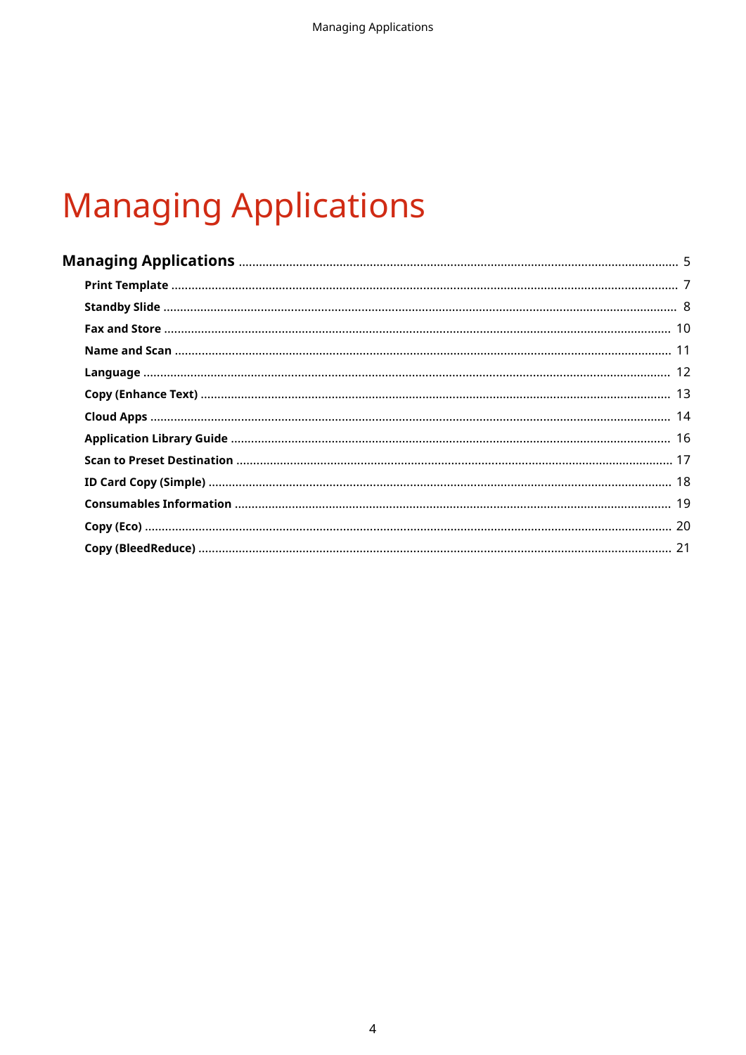# Managing Applications

**Managing Applications** ........ 5

- **Print Template** ........ 7
- **Standby Slide** ........ 8
- **Fax and Store** ........ 10
- **Name and Scan** ........ 11
- **Language** ........ 12
- **Copy (Enhance Text)** ........ 13
- **Cloud Apps** ........ 14
- **Application Library Guide** ........ 16
- **Scan to Preset Destination** ........ 17
- **ID Card Copy (Simple)** ........ 18
- **Consumables Information** ........ 19
- **Copy (Eco)** ........ 20
- **Copy (BleedReduce)** ........ 21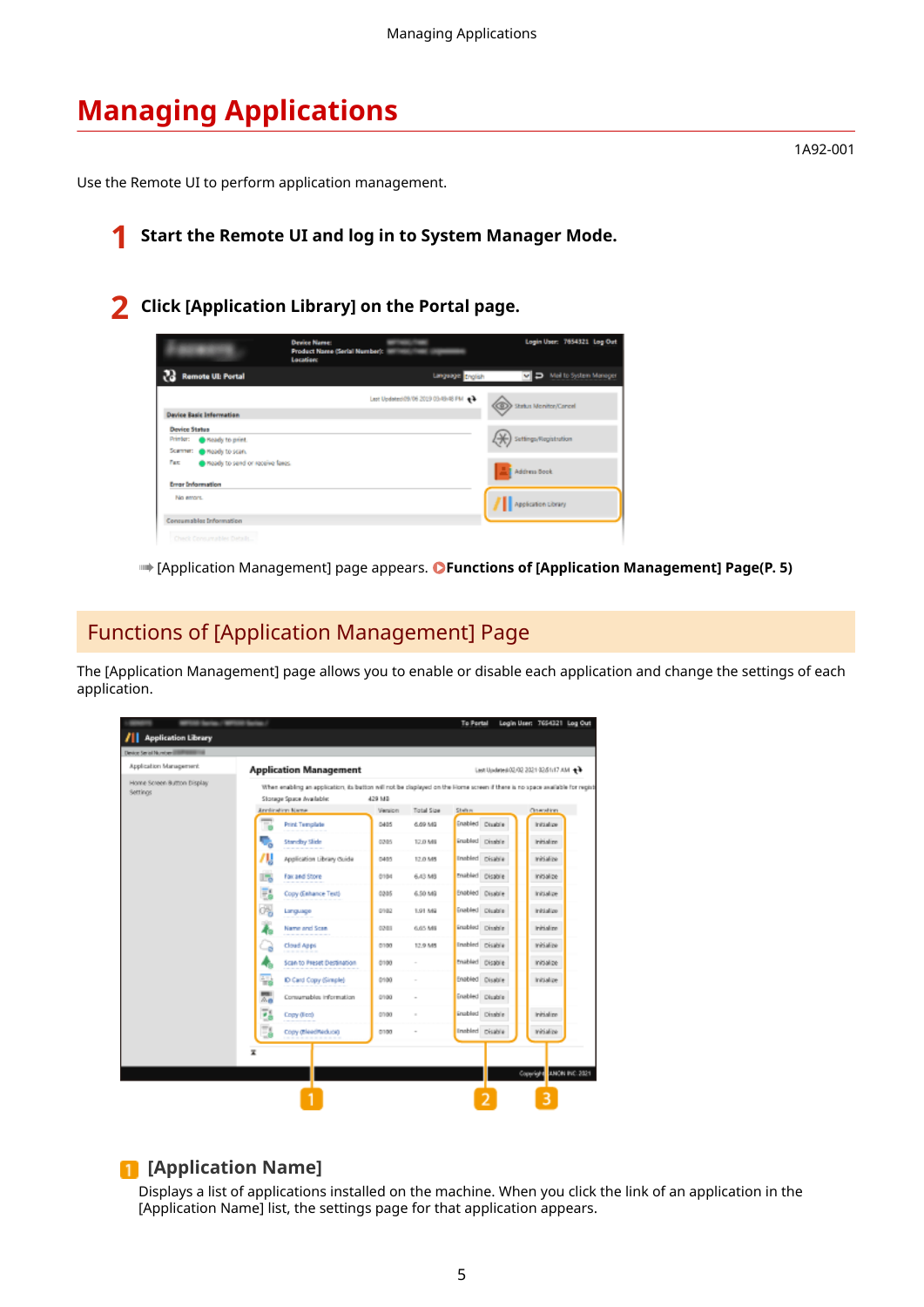# Managing Applications

1A92-001

Use the Remote UI to perform application management.

**1 Start the Remote UI and log in to System Manager Mode.**

**2 Click [Application Library] on the Portal page.**

➠ [Application Management] page appears. **Functions of [Application Management] Page(P. 5)**

## Functions of [Application Management] Page

The [Application Management] page allows you to enable or disable each application and change the settings of each application.

### 1 [Application Name]

Displays a list of applications installed on the machine. When you click the link of an application in the [Application Name] list, the settings page for that application appears.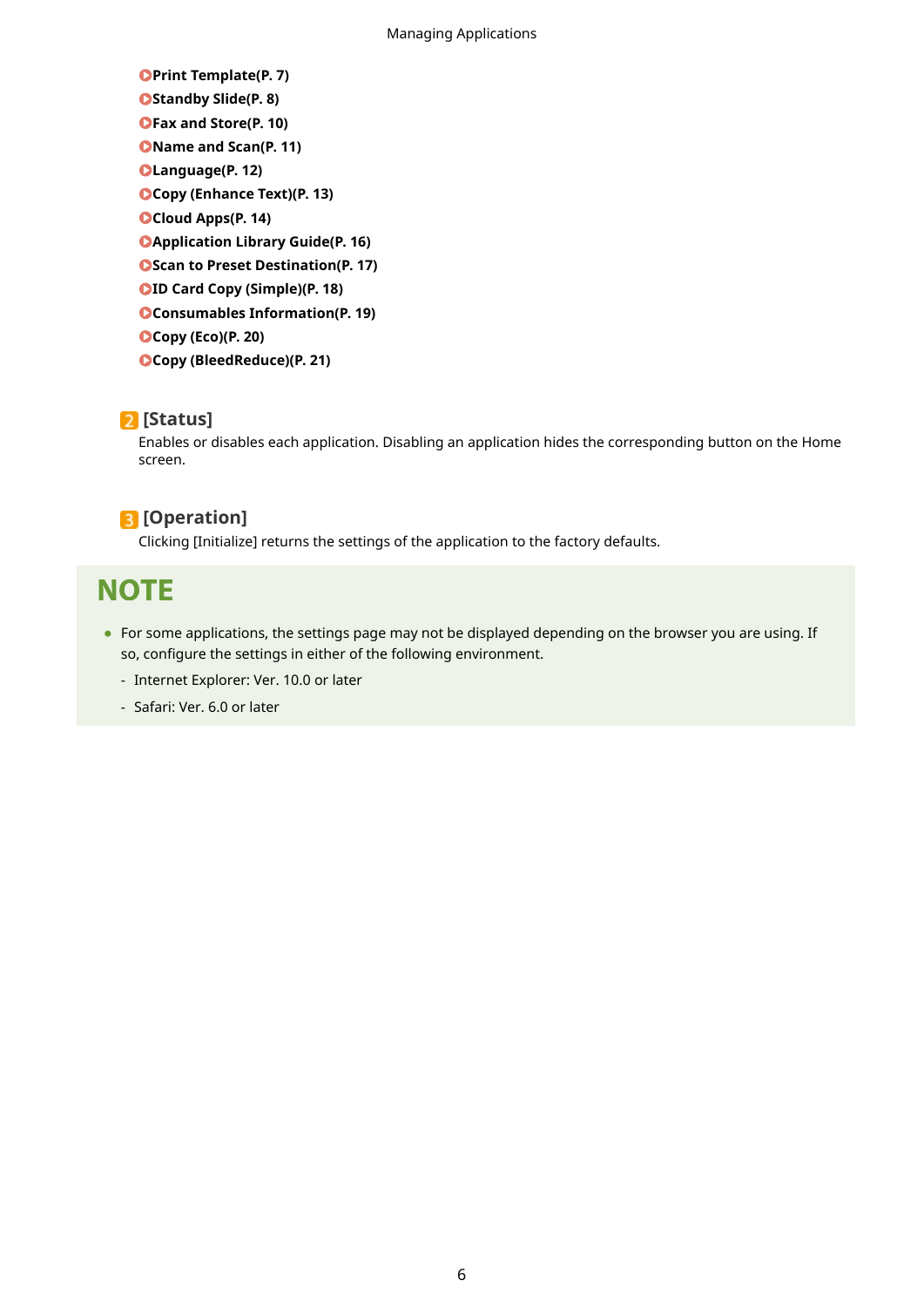- **Print Template(P. 7)**
- **Standby Slide(P. 8)**
- **Fax and Store(P. 10)**
- **Name and Scan(P. 11)**
- **Language(P. 12)**
- **Copy (Enhance Text)(P. 13)**
- **Cloud Apps(P. 14)**
- **Application Library Guide(P. 16)**
- **Scan to Preset Destination(P. 17)**
- **ID Card Copy (Simple)(P. 18)**
- **Consumables Information(P. 19)**
- **Copy (Eco)(P. 20)**
- **Copy (BleedReduce)(P. 21)**

### 2 [Status]

Enables or disables each application. Disabling an application hides the corresponding button on the Home screen.

### 3 [Operation]

Clicking [Initialize] returns the settings of the application to the factory defaults.

## NOTE

- For some applications, the settings page may not be displayed depending on the browser you are using. If so, configure the settings in either of the following environment.
  - Internet Explorer: Ver. 10.0 or later
  - Safari: Ver. 6.0 or later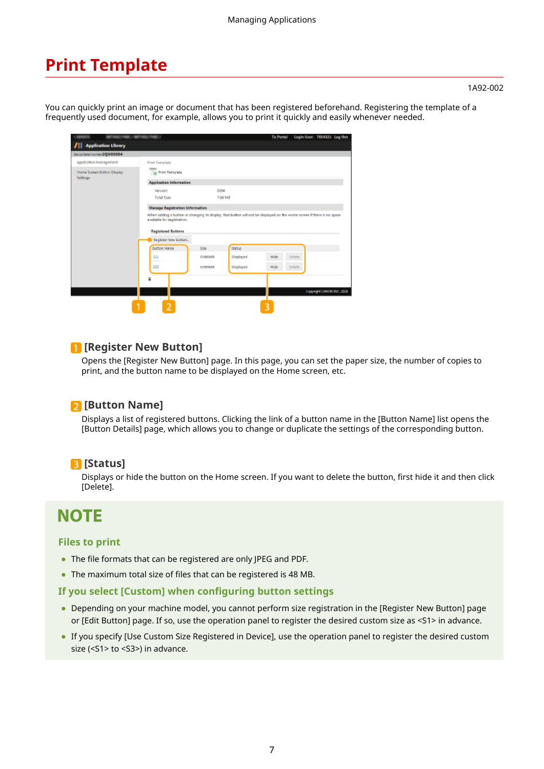# Print Template

1A92-002

You can quickly print an image or document that has been registered beforehand. Registering the template of a frequently used document, for example, allows you to print it quickly and easily whenever needed.

### 1 [Register New Button]

Opens the [Register New Button] page. In this page, you can set the paper size, the number of copies to print, and the button name to be displayed on the Home screen, etc.

### 2 [Button Name]

Displays a list of registered buttons. Clicking the link of a button name in the [Button Name] list opens the [Button Details] page, which allows you to change or duplicate the settings of the corresponding button.

### 3 [Status]

Displays or hide the button on the Home screen. If you want to delete the button, first hide it and then click [Delete].

## NOTE

### Files to print

- The file formats that can be registered are only JPEG and PDF.
- The maximum total size of files that can be registered is 48 MB.

### If you select [Custom] when configuring button settings

- Depending on your machine model, you cannot perform size registration in the [Register New Button] page or [Edit Button] page. If so, use the operation panel to register the desired custom size as <S1> in advance.
- If you specify [Use Custom Size Registered in Device], use the operation panel to register the desired custom size (<S1> to <S3>) in advance.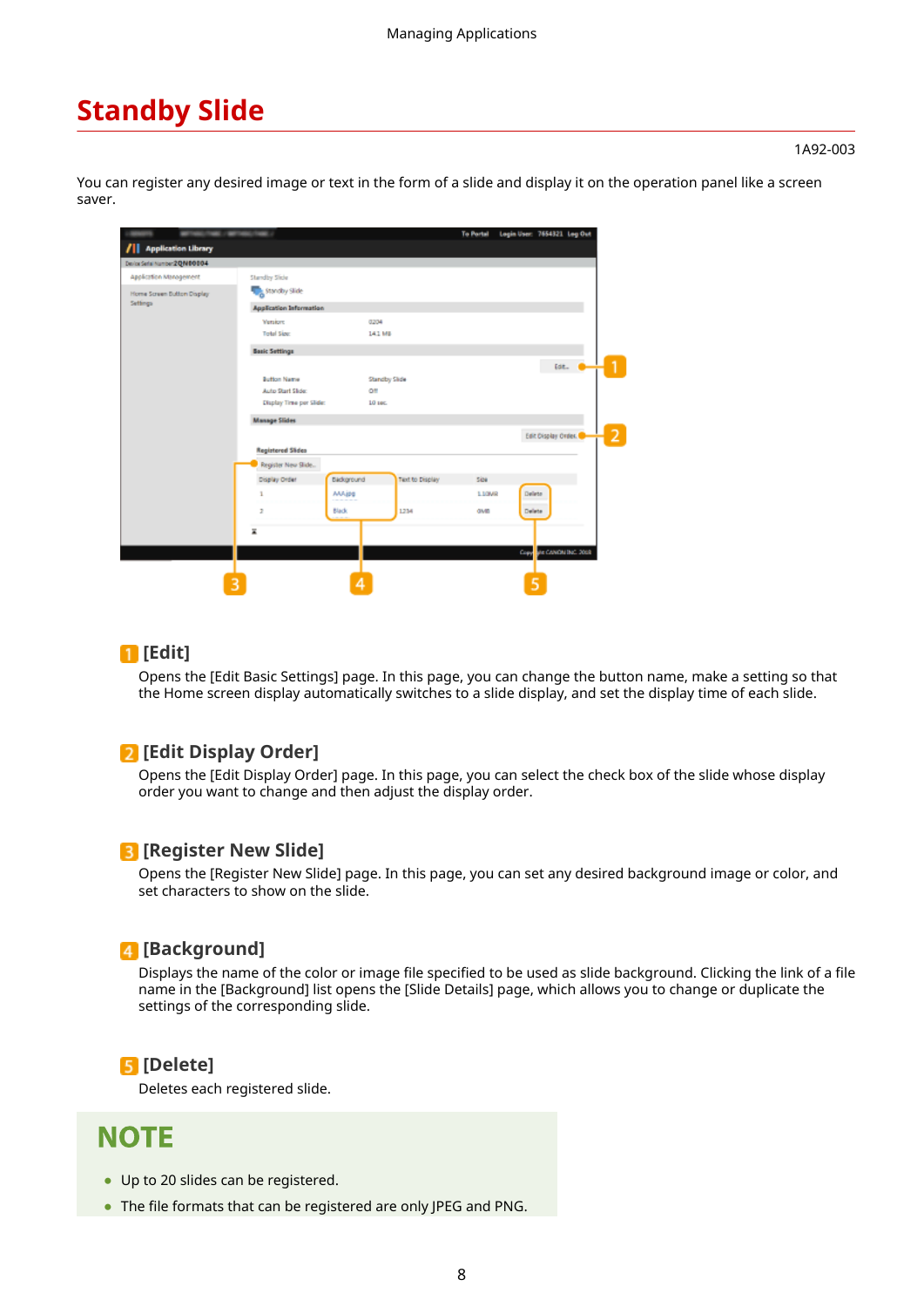# Standby Slide

1A92-003

You can register any desired image or text in the form of a slide and display it on the operation panel like a screen saver.

### 1 [Edit]

Opens the [Edit Basic Settings] page. In this page, you can change the button name, make a setting so that the Home screen display automatically switches to a slide display, and set the display time of each slide.

### 2 [Edit Display Order]

Opens the [Edit Display Order] page. In this page, you can select the check box of the slide whose display order you want to change and then adjust the display order.

### 3 [Register New Slide]

Opens the [Register New Slide] page. In this page, you can set any desired background image or color, and set characters to show on the slide.

### 4 [Background]

Displays the name of the color or image file specified to be used as slide background. Clicking the link of a file name in the [Background] list opens the [Slide Details] page, which allows you to change or duplicate the settings of the corresponding slide.

### 5 [Delete]

Deletes each registered slide.

## NOTE

- Up to 20 slides can be registered.
- The file formats that can be registered are only JPEG and PNG.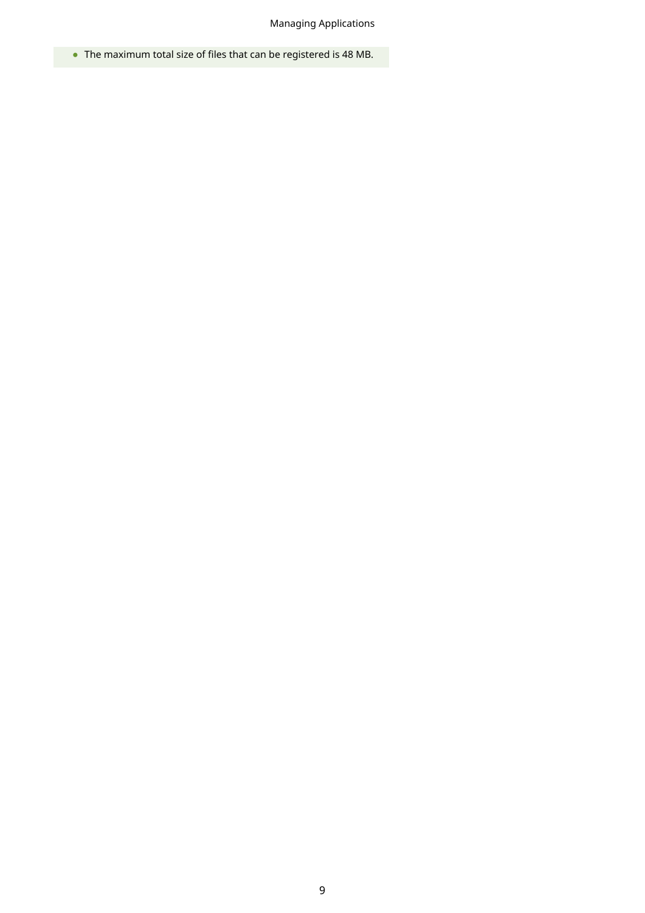- The maximum total size of files that can be registered is 48 MB.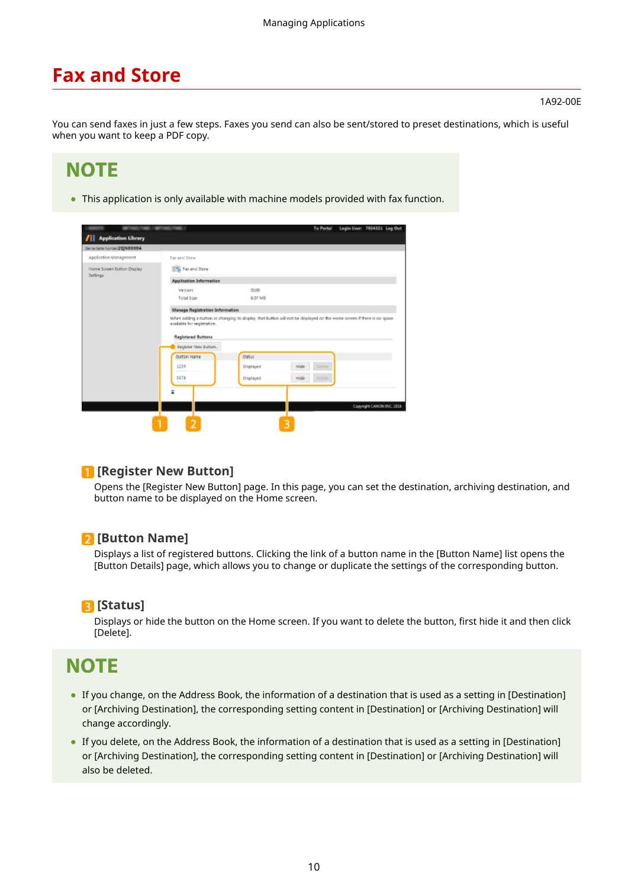# Fax and Store

1A92-00E

You can send faxes in just a few steps. Faxes you send can also be sent/stored to preset destinations, which is useful when you want to keep a PDF copy.

## NOTE

- This application is only available with machine models provided with fax function.

### 1 [Register New Button]

Opens the [Register New Button] page. In this page, you can set the destination, archiving destination, and button name to be displayed on the Home screen.

### 2 [Button Name]

Displays a list of registered buttons. Clicking the link of a button name in the [Button Name] list opens the [Button Details] page, which allows you to change or duplicate the settings of the corresponding button.

### 3 [Status]

Displays or hide the button on the Home screen. If you want to delete the button, first hide it and then click [Delete].

## NOTE

- If you change, on the Address Book, the information of a destination that is used as a setting in [Destination] or [Archiving Destination], the corresponding setting content in [Destination] or [Archiving Destination] will change accordingly.
- If you delete, on the Address Book, the information of a destination that is used as a setting in [Destination] or [Archiving Destination], the corresponding setting content in [Destination] or [Archiving Destination] will also be deleted.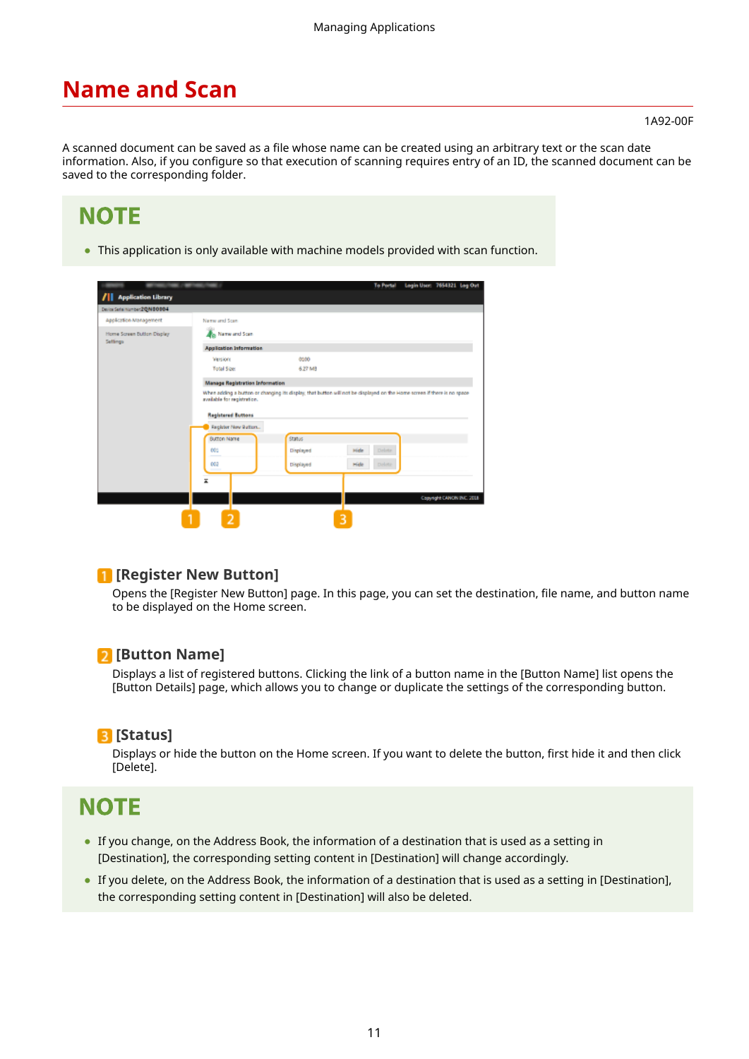# Name and Scan

1A92-00F

A scanned document can be saved as a file whose name can be created using an arbitrary text or the scan date information. Also, if you configure so that execution of scanning requires entry of an ID, the scanned document can be saved to the corresponding folder.

## NOTE

- This application is only available with machine models provided with scan function.

### 1 [Register New Button]

Opens the [Register New Button] page. In this page, you can set the destination, file name, and button name to be displayed on the Home screen.

### 2 [Button Name]

Displays a list of registered buttons. Clicking the link of a button name in the [Button Name] list opens the [Button Details] page, which allows you to change or duplicate the settings of the corresponding button.

### 3 [Status]

Displays or hide the button on the Home screen. If you want to delete the button, first hide it and then click [Delete].

## NOTE

- If you change, on the Address Book, the information of a destination that is used as a setting in [Destination], the corresponding setting content in [Destination] will change accordingly.
- If you delete, on the Address Book, the information of a destination that is used as a setting in [Destination], the corresponding setting content in [Destination] will also be deleted.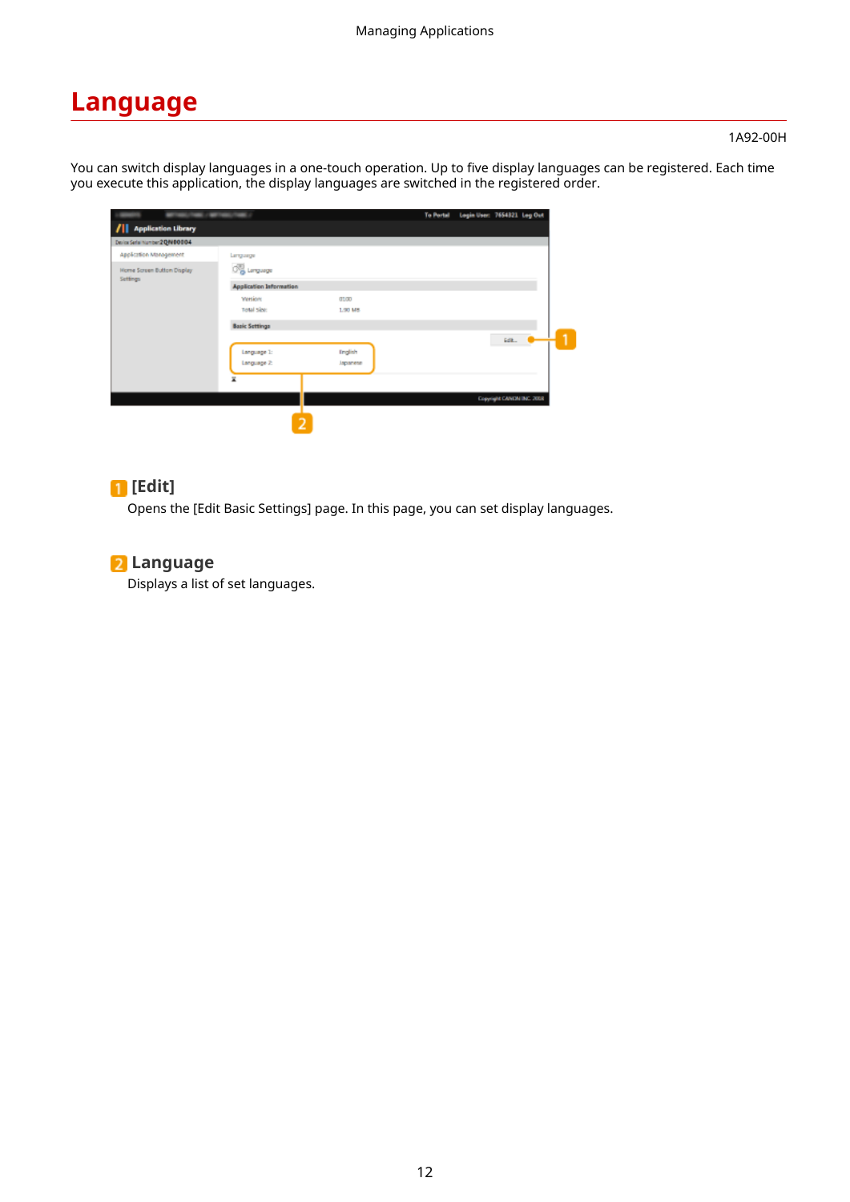# Language

1A92-00H

You can switch display languages in a one-touch operation. Up to five display languages can be registered. Each time you execute this application, the display languages are switched in the registered order.

## 1 [Edit]

Opens the [Edit Basic Settings] page. In this page, you can set display languages.

## 2 Language

Displays a list of set languages.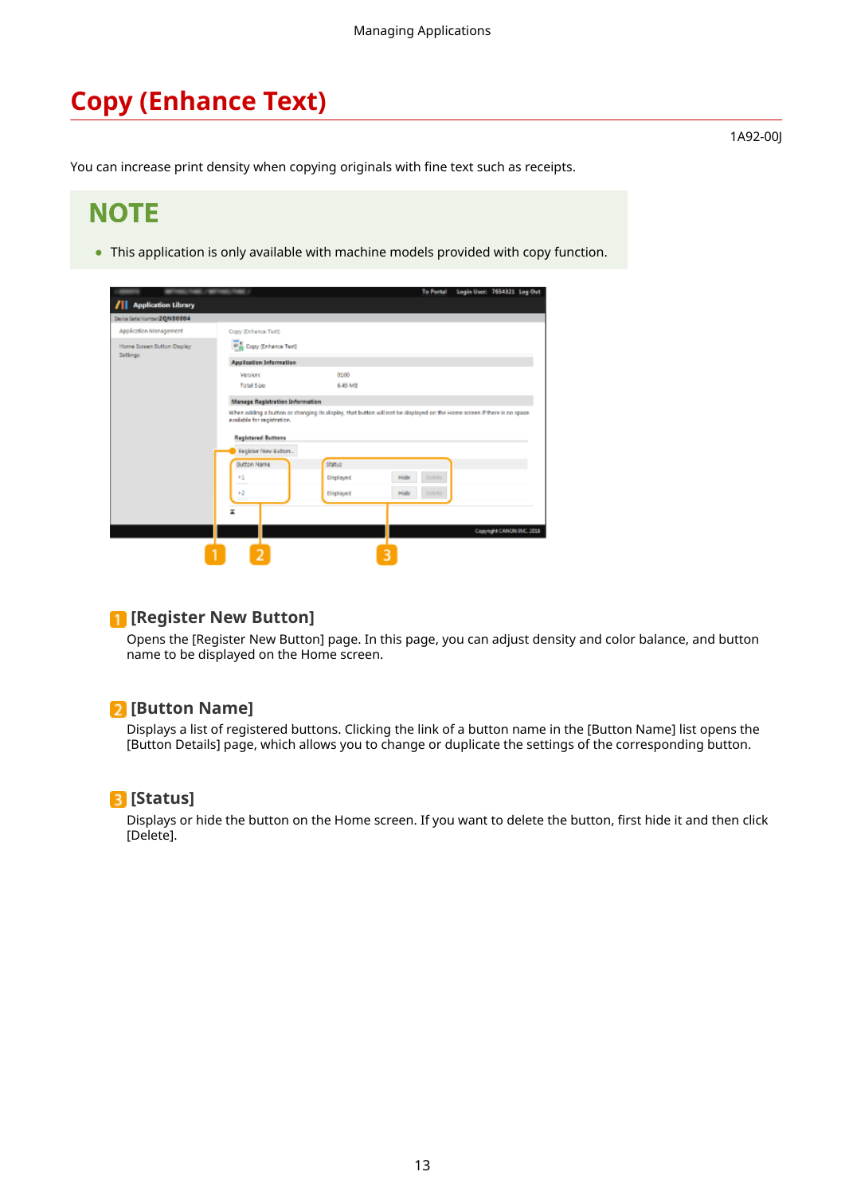# Copy (Enhance Text)

1A92-00J

You can increase print density when copying originals with fine text such as receipts.

## NOTE

- This application is only available with machine models provided with copy function.

### 1 [Register New Button]

Opens the [Register New Button] page. In this page, you can adjust density and color balance, and button name to be displayed on the Home screen.

### 2 [Button Name]

Displays a list of registered buttons. Clicking the link of a button name in the [Button Name] list opens the [Button Details] page, which allows you to change or duplicate the settings of the corresponding button.

### 3 [Status]

Displays or hide the button on the Home screen. If you want to delete the button, first hide it and then click [Delete].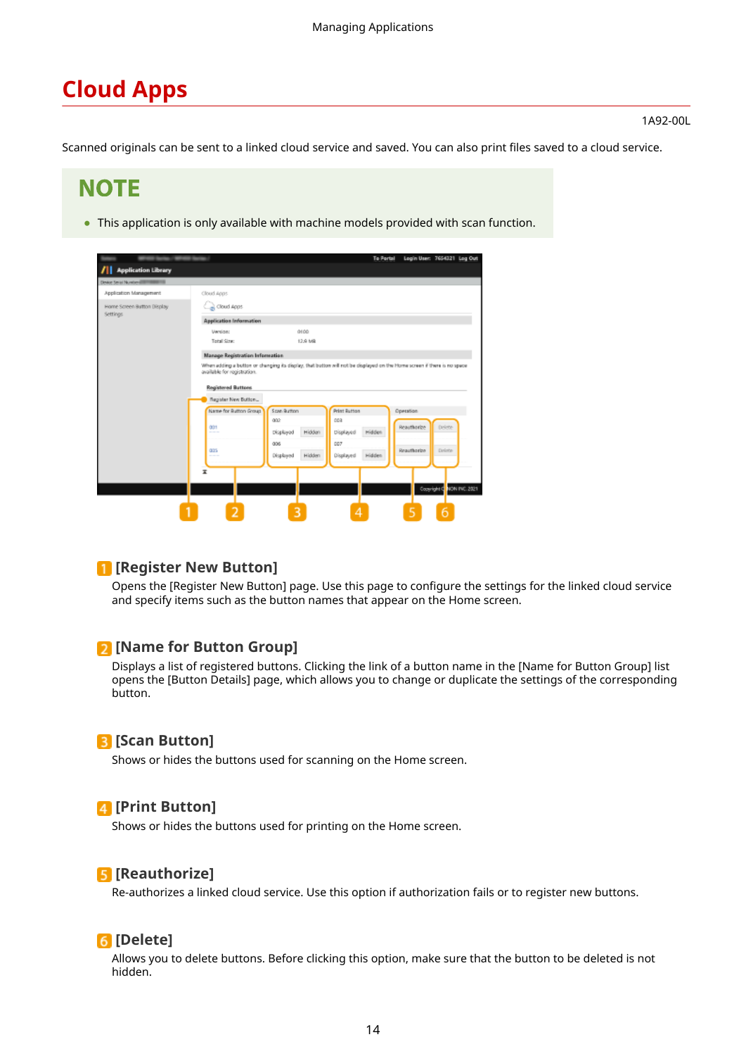# Cloud Apps

1A92-00L

Scanned originals can be sent to a linked cloud service and saved. You can also print files saved to a cloud service.

## NOTE

- This application is only available with machine models provided with scan function.

### 1 [Register New Button]

Opens the [Register New Button] page. Use this page to configure the settings for the linked cloud service and specify items such as the button names that appear on the Home screen.

### 2 [Name for Button Group]

Displays a list of registered buttons. Clicking the link of a button name in the [Name for Button Group] list opens the [Button Details] page, which allows you to change or duplicate the settings of the corresponding button.

### 3 [Scan Button]

Shows or hides the buttons used for scanning on the Home screen.

### 4 [Print Button]

Shows or hides the buttons used for printing on the Home screen.

### 5 [Reauthorize]

Re-authorizes a linked cloud service. Use this option if authorization fails or to register new buttons.

### 6 [Delete]

Allows you to delete buttons. Before clicking this option, make sure that the button to be deleted is not hidden.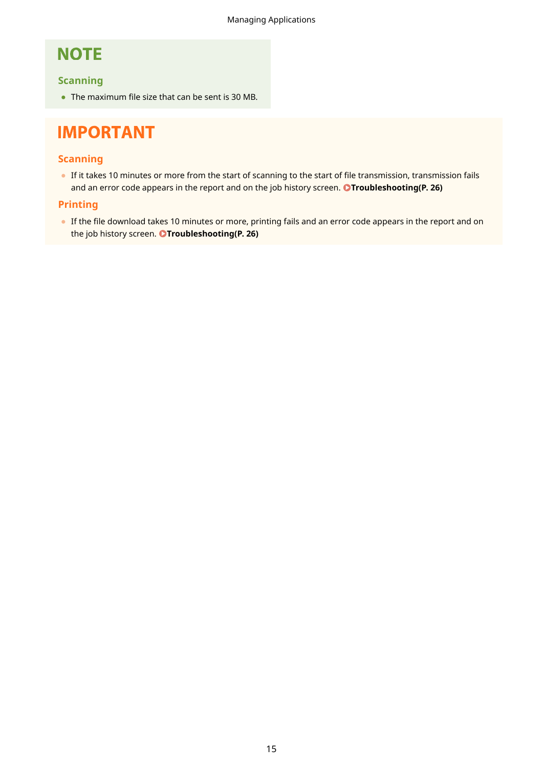## NOTE

### Scanning

- The maximum file size that can be sent is 30 MB.

## IMPORTANT

### Scanning

- If it takes 10 minutes or more from the start of scanning to the start of file transmission, transmission fails and an error code appears in the report and on the job history screen. **Troubleshooting(P. 26)**

### Printing

- If the file download takes 10 minutes or more, printing fails and an error code appears in the report and on the job history screen. **Troubleshooting(P. 26)**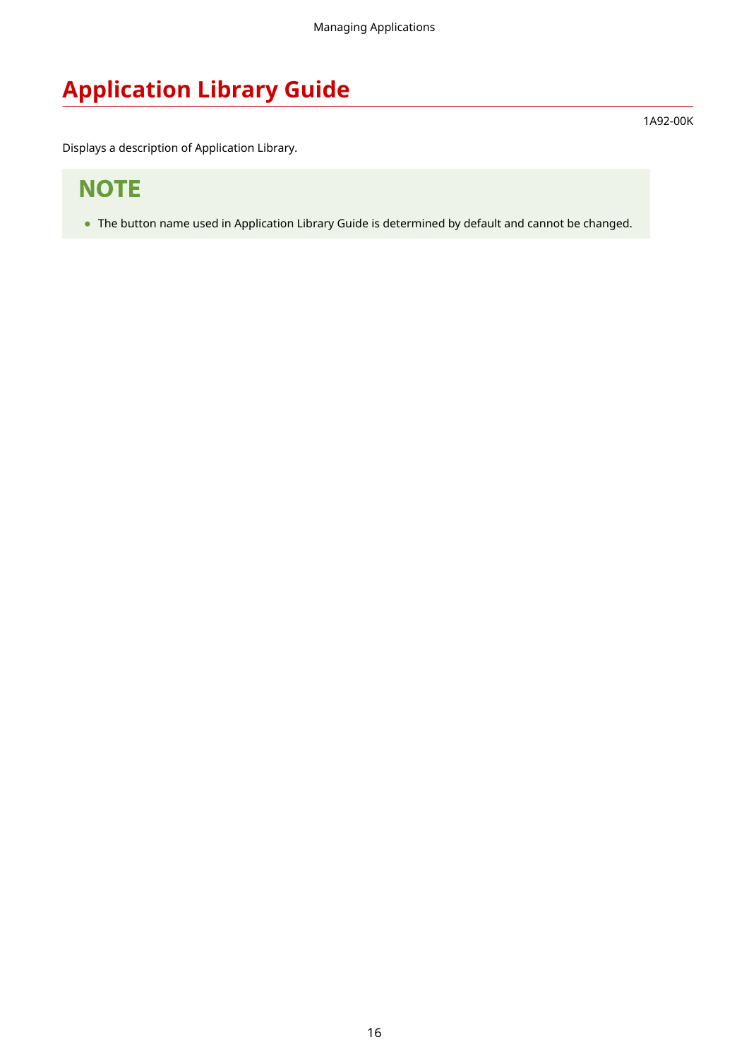# Application Library Guide

1A92-00K

Displays a description of Application Library.

## NOTE

- The button name used in Application Library Guide is determined by default and cannot be changed.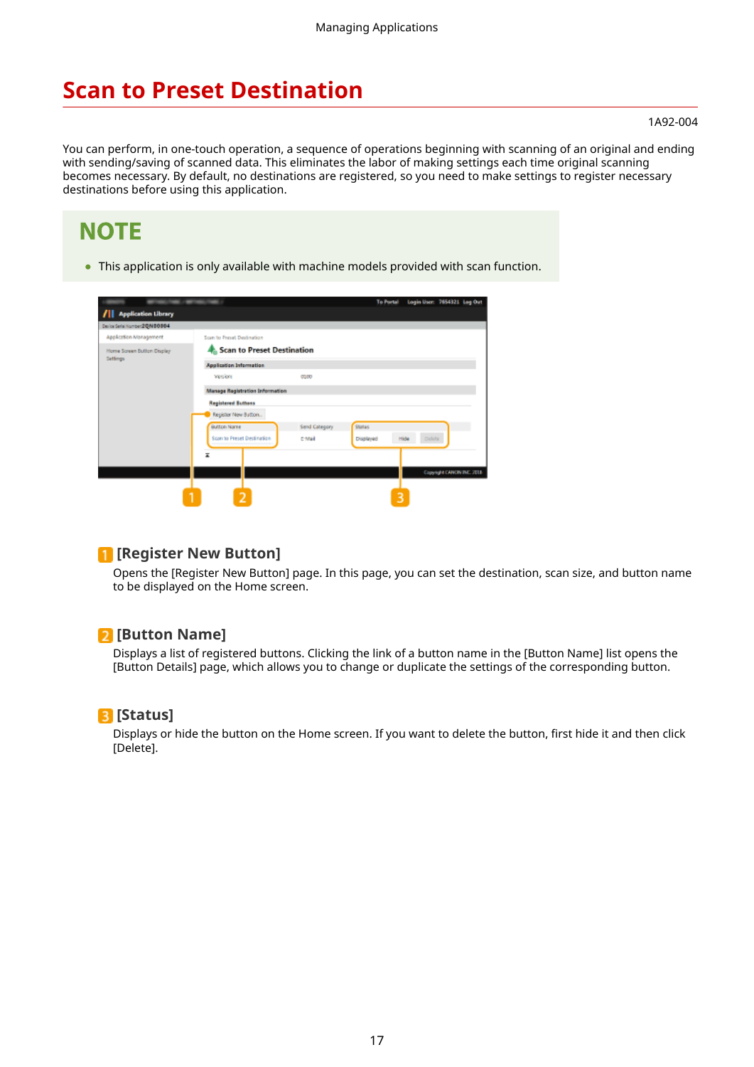# Scan to Preset Destination

1A92-004

You can perform, in one-touch operation, a sequence of operations beginning with scanning of an original and ending with sending/saving of scanned data. This eliminates the labor of making settings each time original scanning becomes necessary. By default, no destinations are registered, so you need to make settings to register necessary destinations before using this application.

## NOTE

- This application is only available with machine models provided with scan function.

### 1 [Register New Button]

Opens the [Register New Button] page. In this page, you can set the destination, scan size, and button name to be displayed on the Home screen.

### 2 [Button Name]

Displays a list of registered buttons. Clicking the link of a button name in the [Button Name] list opens the [Button Details] page, which allows you to change or duplicate the settings of the corresponding button.

### 3 [Status]

Displays or hide the button on the Home screen. If you want to delete the button, first hide it and then click [Delete].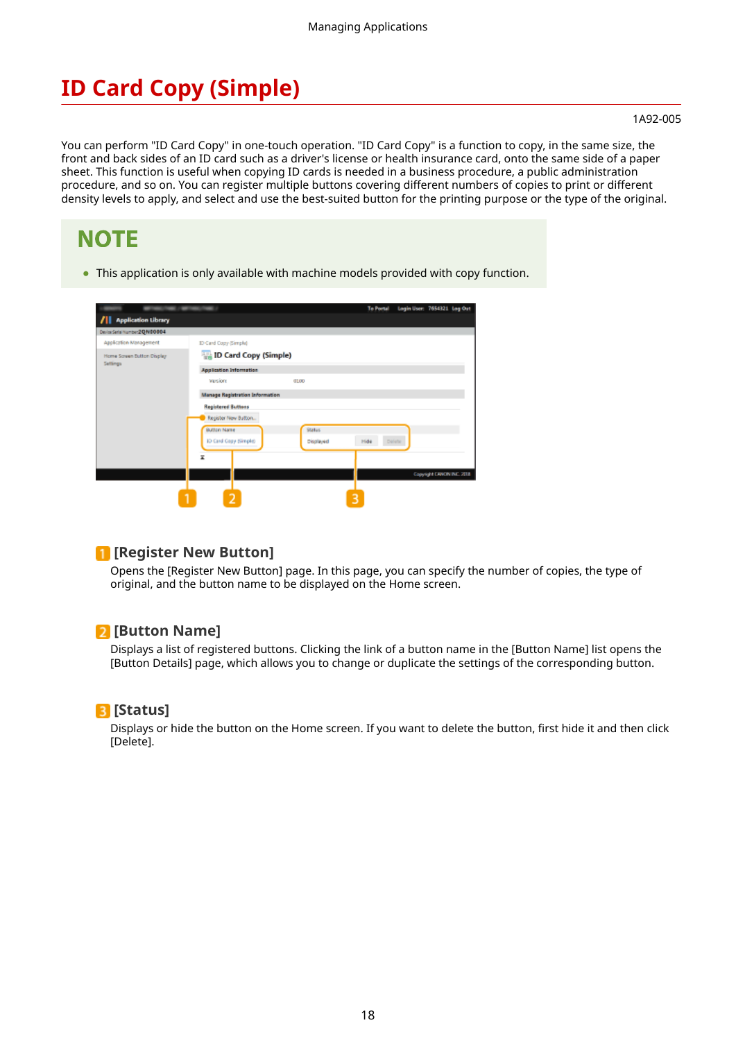# ID Card Copy (Simple)

1A92-005

You can perform "ID Card Copy" in one-touch operation. "ID Card Copy" is a function to copy, in the same size, the front and back sides of an ID card such as a driver's license or health insurance card, onto the same side of a paper sheet. This function is useful when copying ID cards is needed in a business procedure, a public administration procedure, and so on. You can register multiple buttons covering different numbers of copies to print or different density levels to apply, and select and use the best-suited button for the printing purpose or the type of the original.

## NOTE

- This application is only available with machine models provided with copy function.

### 1 [Register New Button]

Opens the [Register New Button] page. In this page, you can specify the number of copies, the type of original, and the button name to be displayed on the Home screen.

### 2 [Button Name]

Displays a list of registered buttons. Clicking the link of a button name in the [Button Name] list opens the [Button Details] page, which allows you to change or duplicate the settings of the corresponding button.

### 3 [Status]

Displays or hide the button on the Home screen. If you want to delete the button, first hide it and then click [Delete].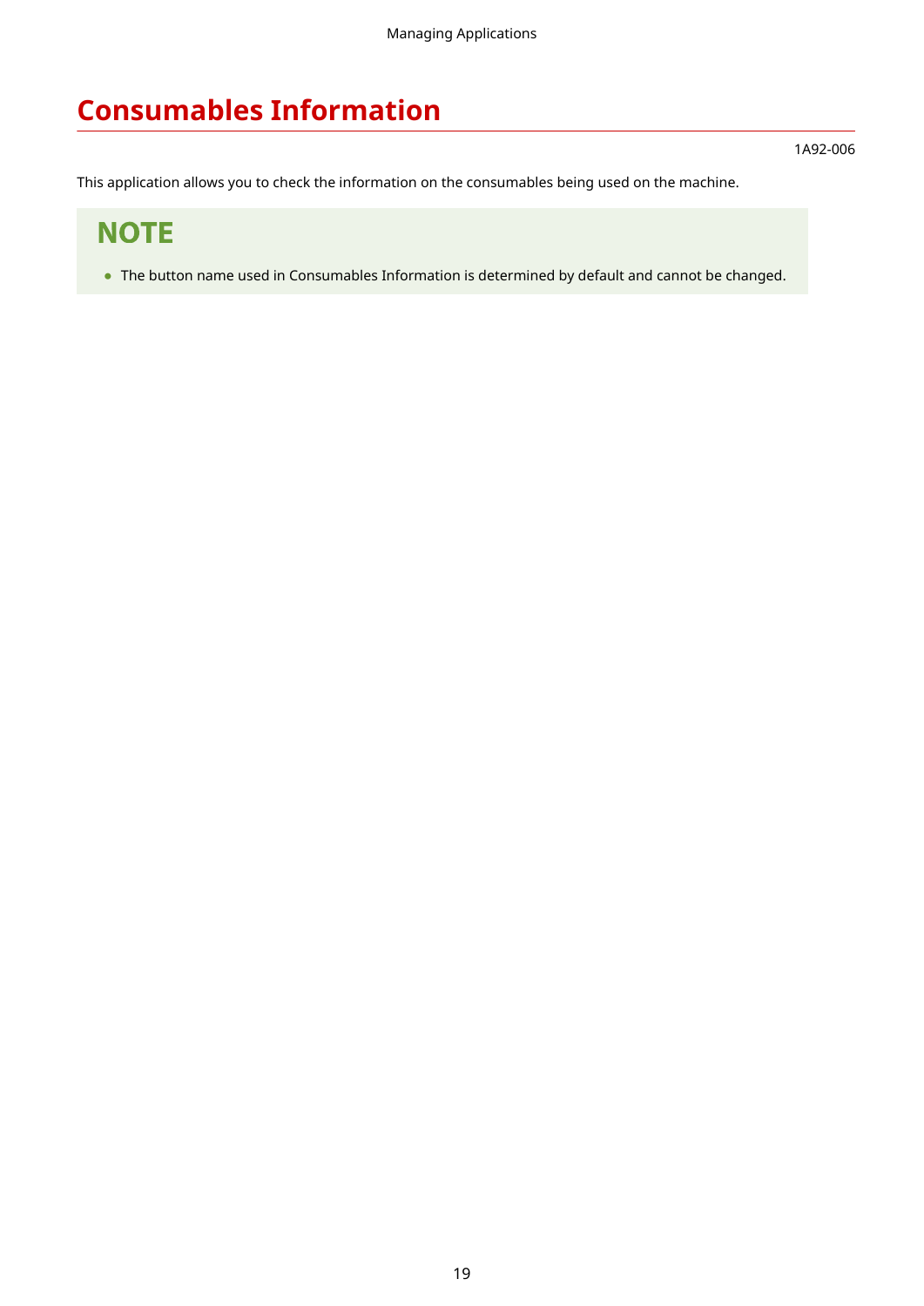# Consumables Information

1A92-006

This application allows you to check the information on the consumables being used on the machine.

## NOTE

- The button name used in Consumables Information is determined by default and cannot be changed.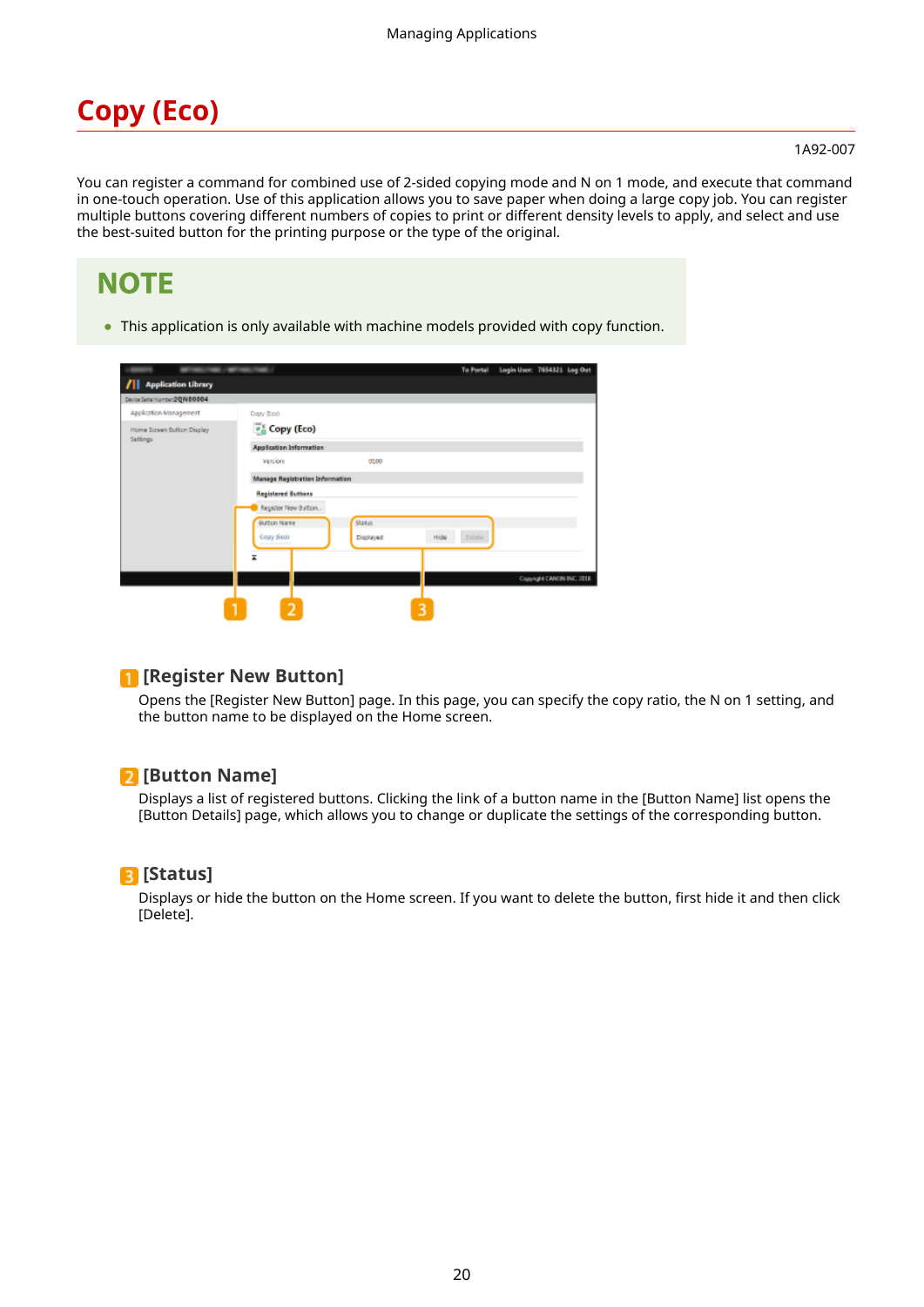# Copy (Eco)

1A92-007

You can register a command for combined use of 2-sided copying mode and N on 1 mode, and execute that command in one-touch operation. Use of this application allows you to save paper when doing a large copy job. You can register multiple buttons covering different numbers of copies to print or different density levels to apply, and select and use the best-suited button for the printing purpose or the type of the original.

## NOTE

- This application is only available with machine models provided with copy function.

### 1 [Register New Button]

Opens the [Register New Button] page. In this page, you can specify the copy ratio, the N on 1 setting, and the button name to be displayed on the Home screen.

### 2 [Button Name]

Displays a list of registered buttons. Clicking the link of a button name in the [Button Name] list opens the [Button Details] page, which allows you to change or duplicate the settings of the corresponding button.

### 3 [Status]

Displays or hide the button on the Home screen. If you want to delete the button, first hide it and then click [Delete].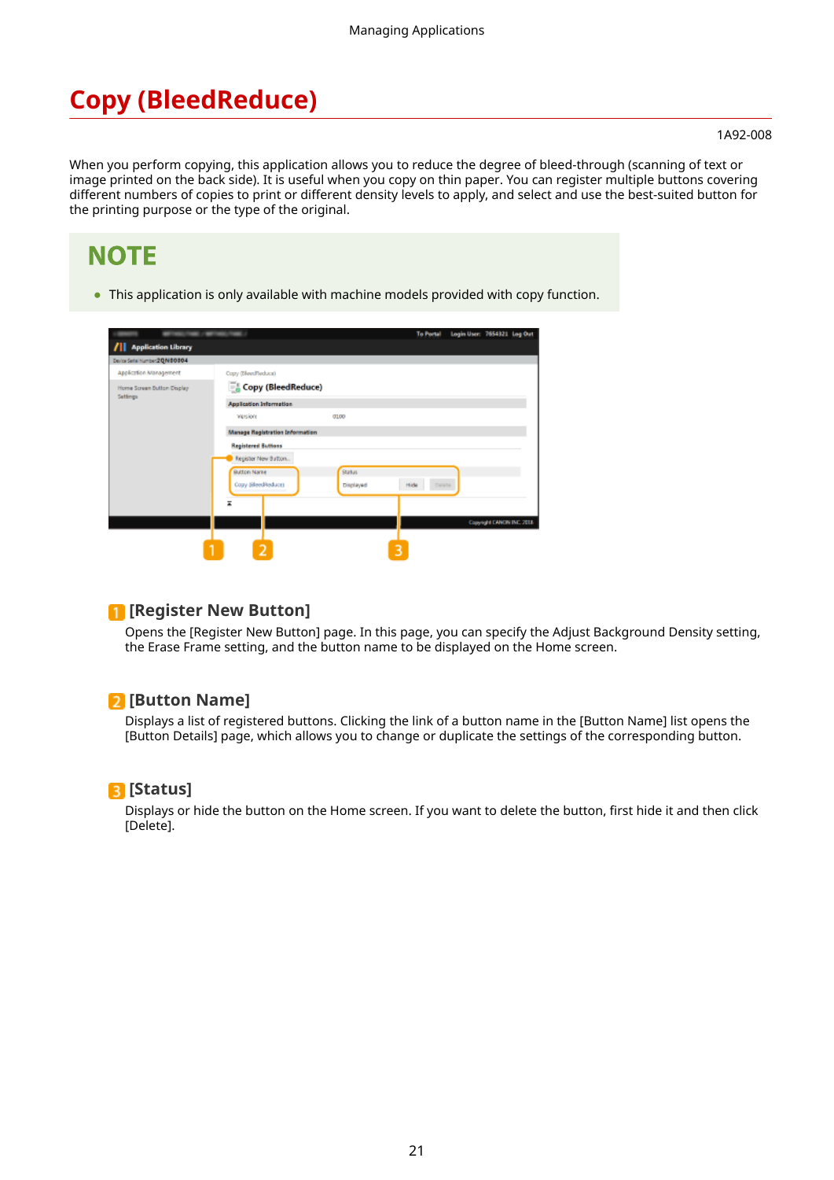# Copy (BleedReduce)

1A92-008

When you perform copying, this application allows you to reduce the degree of bleed-through (scanning of text or image printed on the back side). It is useful when you copy on thin paper. You can register multiple buttons covering different numbers of copies to print or different density levels to apply, and select and use the best-suited button for the printing purpose or the type of the original.

## NOTE

- This application is only available with machine models provided with copy function.

### 1 [Register New Button]

Opens the [Register New Button] page. In this page, you can specify the Adjust Background Density setting, the Erase Frame setting, and the button name to be displayed on the Home screen.

### 2 [Button Name]

Displays a list of registered buttons. Clicking the link of a button name in the [Button Name] list opens the [Button Details] page, which allows you to change or duplicate the settings of the corresponding button.

### 3 [Status]

Displays or hide the button on the Home screen. If you want to delete the button, first hide it and then click [Delete].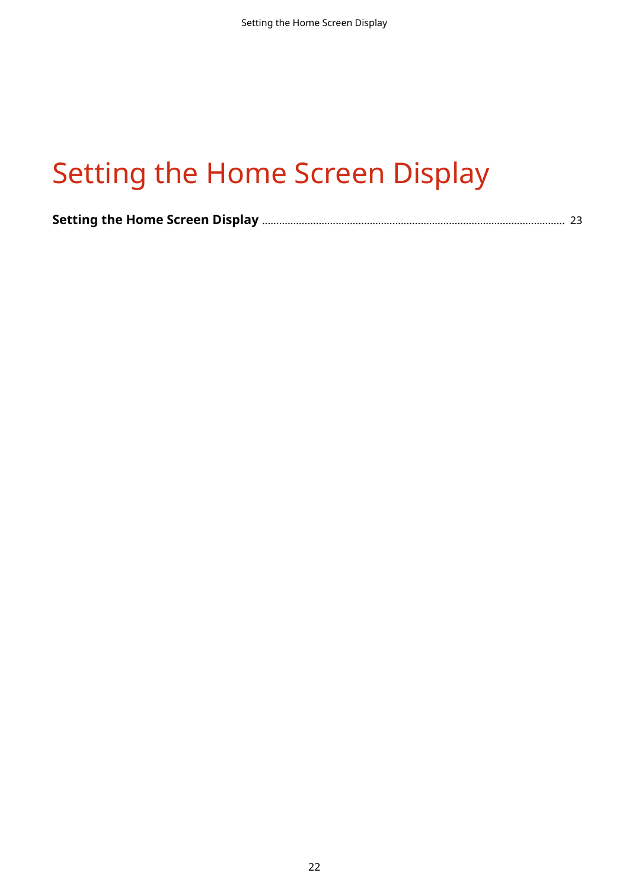# Setting the Home Screen Display

**Setting the Home Screen Display** ........................................................................................................ 23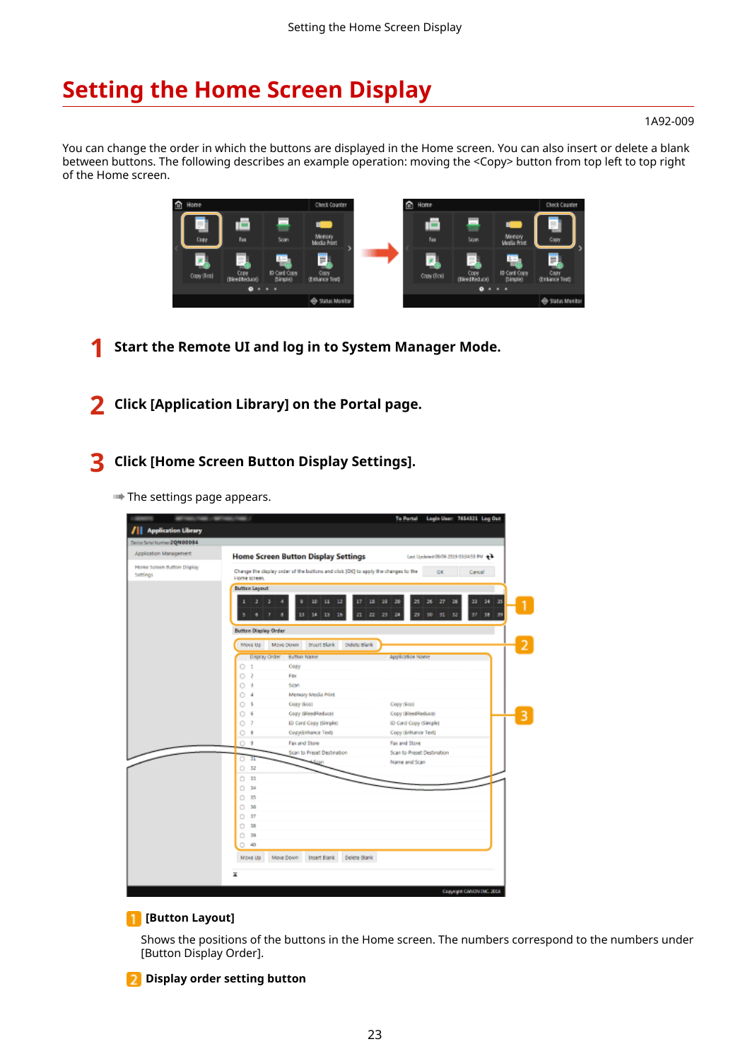# Setting the Home Screen Display

1A92-009

You can change the order in which the buttons are displayed in the Home screen. You can also insert or delete a blank between buttons. The following describes an example operation: moving the <Copy> button from top left to top right of the Home screen.

**1** **Start the Remote UI and log in to System Manager Mode.**

**2** **Click [Application Library] on the Portal page.**

**3** **Click [Home Screen Button Display Settings].**

➠ The settings page appears.

**1** **[Button Layout]**

Shows the positions of the buttons in the Home screen. The numbers correspond to the numbers under [Button Display Order].

**2** **Display order setting button**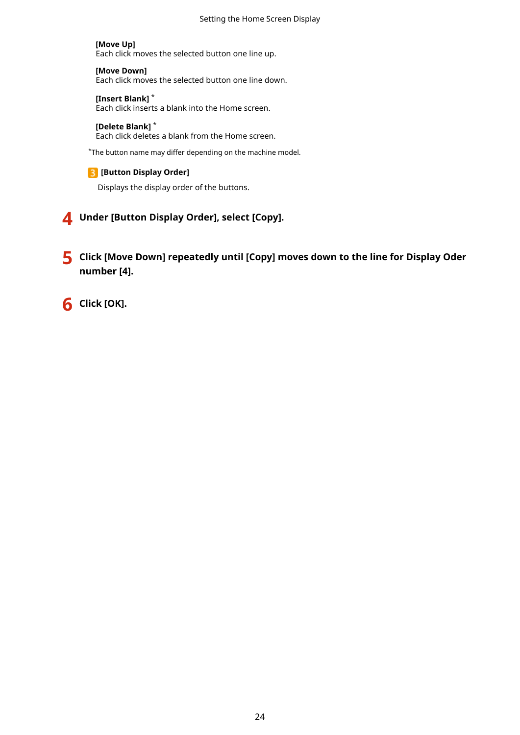**[Move Up]**
Each click moves the selected button one line up.

**[Move Down]**
Each click moves the selected button one line down.

**[Insert Blank]** *
Each click inserts a blank into the Home screen.

**[Delete Blank]** *
Each click deletes a blank from the Home screen.

*The button name may differ depending on the machine model.

**3 [Button Display Order]**

Displays the display order of the buttons.

**4 Under [Button Display Order], select [Copy].**

**5 Click [Move Down] repeatedly until [Copy] moves down to the line for Display Oder number [4].**

**6 Click [OK].**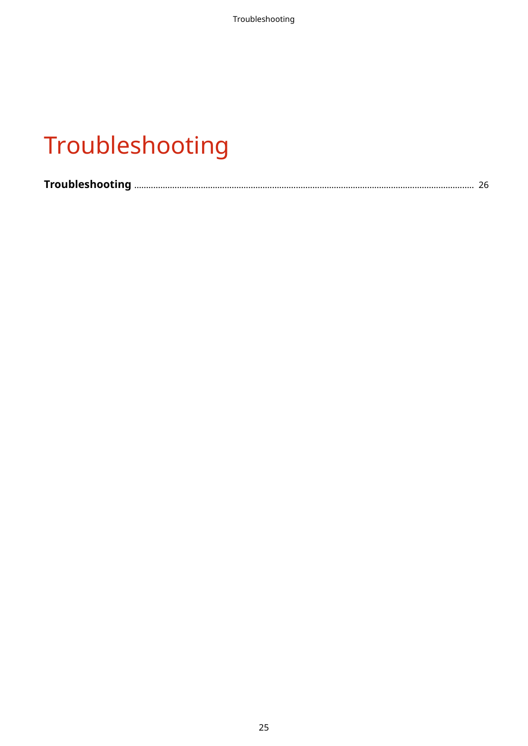# Troubleshooting

**Troubleshooting** .......................................................................................................................................... 26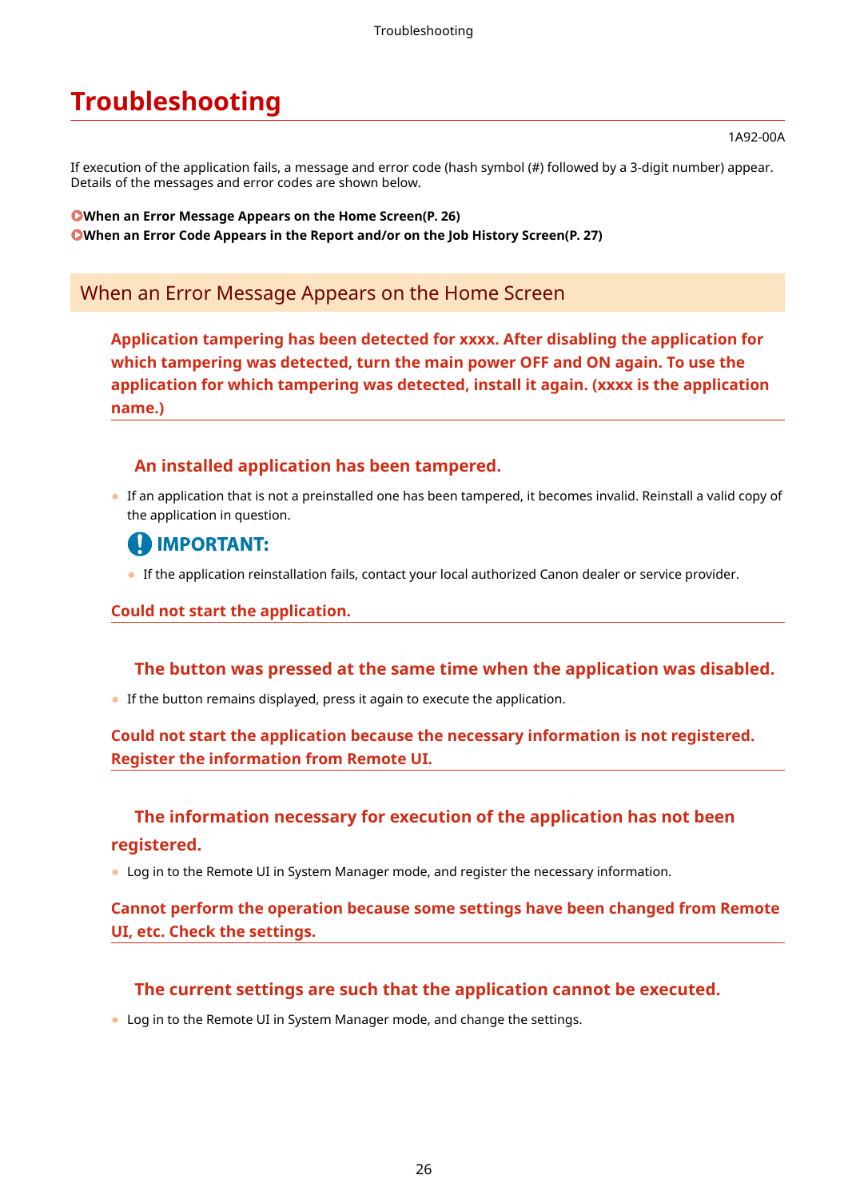# Troubleshooting

1A92-00A

If execution of the application fails, a message and error code (hash symbol (#) followed by a 3-digit number) appear. Details of the messages and error codes are shown below.

**When an Error Message Appears on the Home Screen(P. 26)**
**When an Error Code Appears in the Report and/or on the Job History Screen(P. 27)**

## When an Error Message Appears on the Home Screen

### Application tampering has been detected for xxxx. After disabling the application for which tampering was detected, turn the main power OFF and ON again. To use the application for which tampering was detected, install it again. (xxxx is the application name.)

#### An installed application has been tampered.

- If an application that is not a preinstalled one has been tampered, it becomes invalid. Reinstall a valid copy of the application in question.

**IMPORTANT:**

- If the application reinstallation fails, contact your local authorized Canon dealer or service provider.

### Could not start the application.

#### The button was pressed at the same time when the application was disabled.

- If the button remains displayed, press it again to execute the application.

### Could not start the application because the necessary information is not registered. Register the information from Remote UI.

#### The information necessary for execution of the application has not been registered.

- Log in to the Remote UI in System Manager mode, and register the necessary information.

### Cannot perform the operation because some settings have been changed from Remote UI, etc. Check the settings.

#### The current settings are such that the application cannot be executed.

- Log in to the Remote UI in System Manager mode, and change the settings.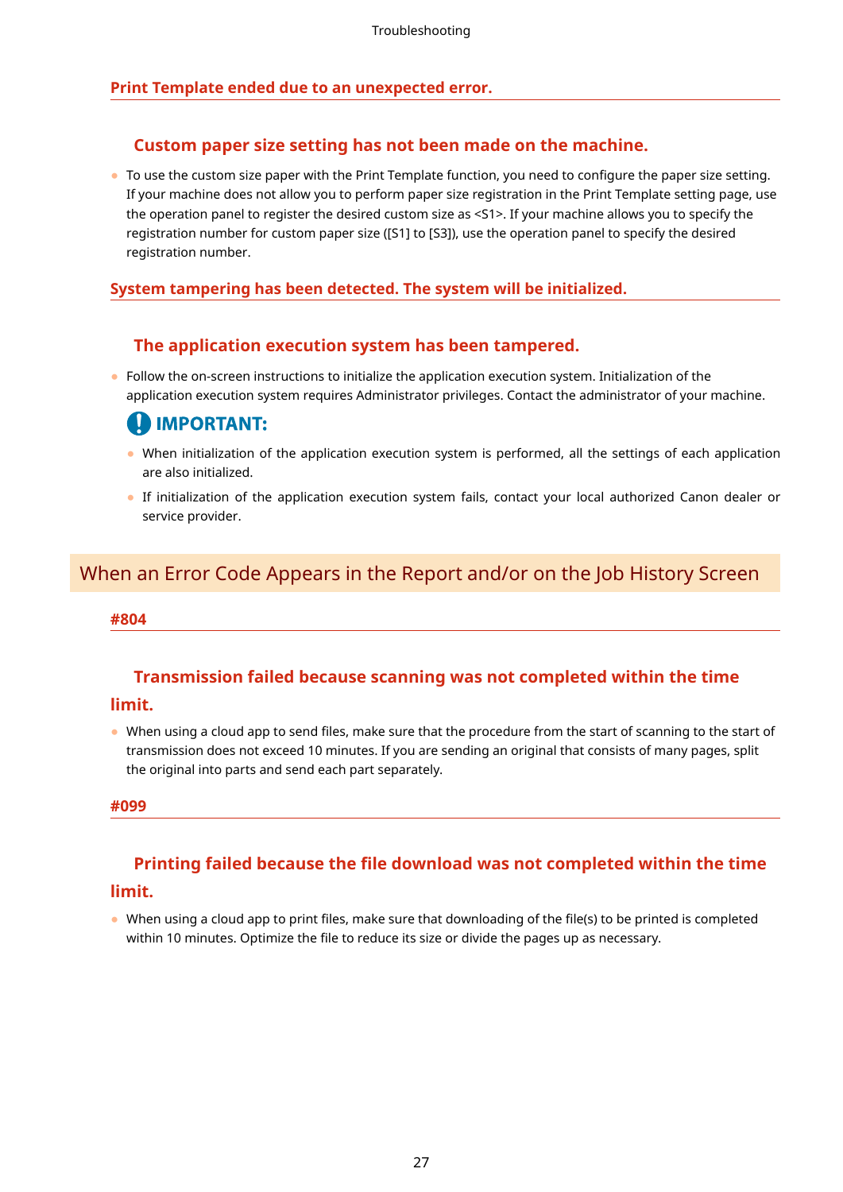### Print Template ended due to an unexpected error.

#### Custom paper size setting has not been made on the machine.

- To use the custom size paper with the Print Template function, you need to configure the paper size setting. If your machine does not allow you to perform paper size registration in the Print Template setting page, use the operation panel to register the desired custom size as <S1>. If your machine allows you to specify the registration number for custom paper size ([S1] to [S3]), use the operation panel to specify the desired registration number.

### System tampering has been detected. The system will be initialized.

#### The application execution system has been tampered.

- Follow the on-screen instructions to initialize the application execution system. Initialization of the application execution system requires Administrator privileges. Contact the administrator of your machine.

**IMPORTANT:**

- When initialization of the application execution system is performed, all the settings of each application are also initialized.
- If initialization of the application execution system fails, contact your local authorized Canon dealer or service provider.

## When an Error Code Appears in the Report and/or on the Job History Screen

### #804

#### Transmission failed because scanning was not completed within the time limit.

- When using a cloud app to send files, make sure that the procedure from the start of scanning to the start of transmission does not exceed 10 minutes. If you are sending an original that consists of many pages, split the original into parts and send each part separately.

### #099

#### Printing failed because the file download was not completed within the time limit.

- When using a cloud app to print files, make sure that downloading of the file(s) to be printed is completed within 10 minutes. Optimize the file to reduce its size or divide the pages up as necessary.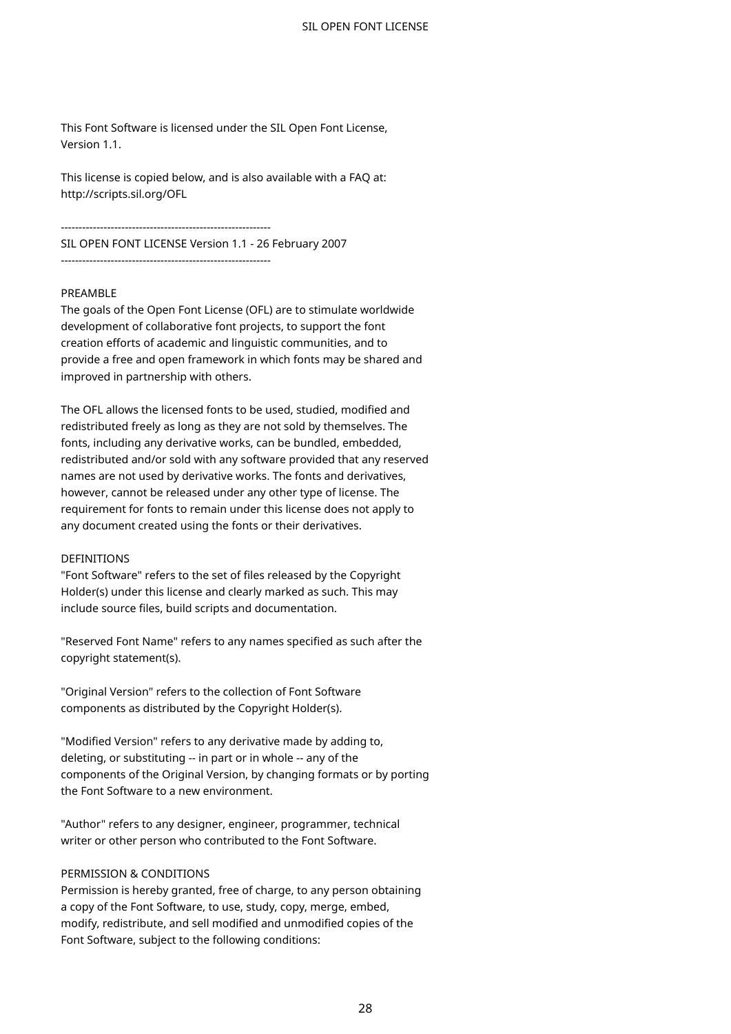This Font Software is licensed under the SIL Open Font License, Version 1.1.

This license is copied below, and is also available with a FAQ at: http://scripts.sil.org/OFL

-----------------------------------------------------------

SIL OPEN FONT LICENSE Version 1.1 - 26 February 2007

-----------------------------------------------------------

PREAMBLE

The goals of the Open Font License (OFL) are to stimulate worldwide development of collaborative font projects, to support the font creation efforts of academic and linguistic communities, and to provide a free and open framework in which fonts may be shared and improved in partnership with others.

The OFL allows the licensed fonts to be used, studied, modified and redistributed freely as long as they are not sold by themselves. The fonts, including any derivative works, can be bundled, embedded, redistributed and/or sold with any software provided that any reserved names are not used by derivative works. The fonts and derivatives, however, cannot be released under any other type of license. The requirement for fonts to remain under this license does not apply to any document created using the fonts or their derivatives.

DEFINITIONS

"Font Software" refers to the set of files released by the Copyright Holder(s) under this license and clearly marked as such. This may include source files, build scripts and documentation.

"Reserved Font Name" refers to any names specified as such after the copyright statement(s).

"Original Version" refers to the collection of Font Software components as distributed by the Copyright Holder(s).

"Modified Version" refers to any derivative made by adding to, deleting, or substituting -- in part or in whole -- any of the components of the Original Version, by changing formats or by porting the Font Software to a new environment.

"Author" refers to any designer, engineer, programmer, technical writer or other person who contributed to the Font Software.

PERMISSION & CONDITIONS

Permission is hereby granted, free of charge, to any person obtaining a copy of the Font Software, to use, study, copy, merge, embed, modify, redistribute, and sell modified and unmodified copies of the Font Software, subject to the following conditions: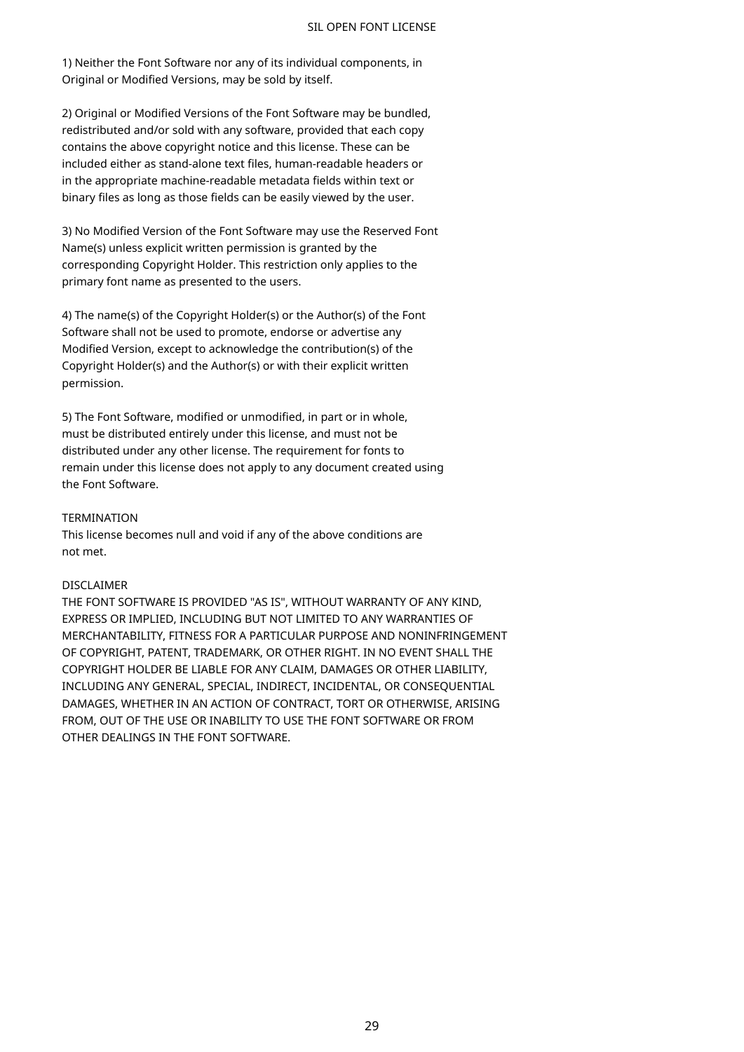1) Neither the Font Software nor any of its individual components, in Original or Modified Versions, may be sold by itself.

2) Original or Modified Versions of the Font Software may be bundled, redistributed and/or sold with any software, provided that each copy contains the above copyright notice and this license. These can be included either as stand-alone text files, human-readable headers or in the appropriate machine-readable metadata fields within text or binary files as long as those fields can be easily viewed by the user.

3) No Modified Version of the Font Software may use the Reserved Font Name(s) unless explicit written permission is granted by the corresponding Copyright Holder. This restriction only applies to the primary font name as presented to the users.

4) The name(s) of the Copyright Holder(s) or the Author(s) of the Font Software shall not be used to promote, endorse or advertise any Modified Version, except to acknowledge the contribution(s) of the Copyright Holder(s) and the Author(s) or with their explicit written permission.

5) The Font Software, modified or unmodified, in part or in whole, must be distributed entirely under this license, and must not be distributed under any other license. The requirement for fonts to remain under this license does not apply to any document created using the Font Software.

TERMINATION

This license becomes null and void if any of the above conditions are not met.

DISCLAIMER

THE FONT SOFTWARE IS PROVIDED "AS IS", WITHOUT WARRANTY OF ANY KIND, EXPRESS OR IMPLIED, INCLUDING BUT NOT LIMITED TO ANY WARRANTIES OF MERCHANTABILITY, FITNESS FOR A PARTICULAR PURPOSE AND NONINFRINGEMENT OF COPYRIGHT, PATENT, TRADEMARK, OR OTHER RIGHT. IN NO EVENT SHALL THE COPYRIGHT HOLDER BE LIABLE FOR ANY CLAIM, DAMAGES OR OTHER LIABILITY, INCLUDING ANY GENERAL, SPECIAL, INDIRECT, INCIDENTAL, OR CONSEQUENTIAL DAMAGES, WHETHER IN AN ACTION OF CONTRACT, TORT OR OTHERWISE, ARISING FROM, OUT OF THE USE OR INABILITY TO USE THE FONT SOFTWARE OR FROM OTHER DEALINGS IN THE FONT SOFTWARE.